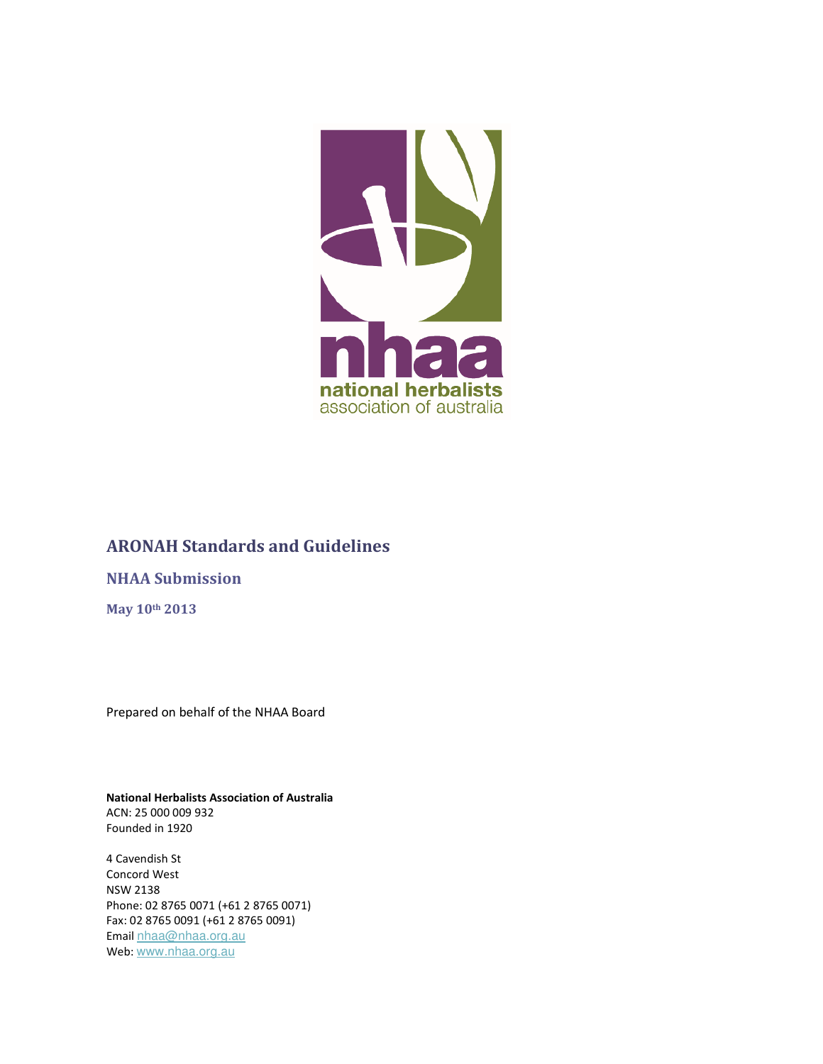# ARONAH Standards and Guidelines

## NHAA Submission

### May 10th 2013

Prepared on behalf of the NHAA Board

**National Herbalists Association of Australia**
ACN: 25 000 009 932
Founded in 1920

4 Cavendish St
Concord West
NSW 2138
Phone: 02 8765 0071 (+61 2 8765 0071)
Fax: 02 8765 0091 (+61 2 8765 0091)
Email nhaa@nhaa.org.au
Web: www.nhaa.org.au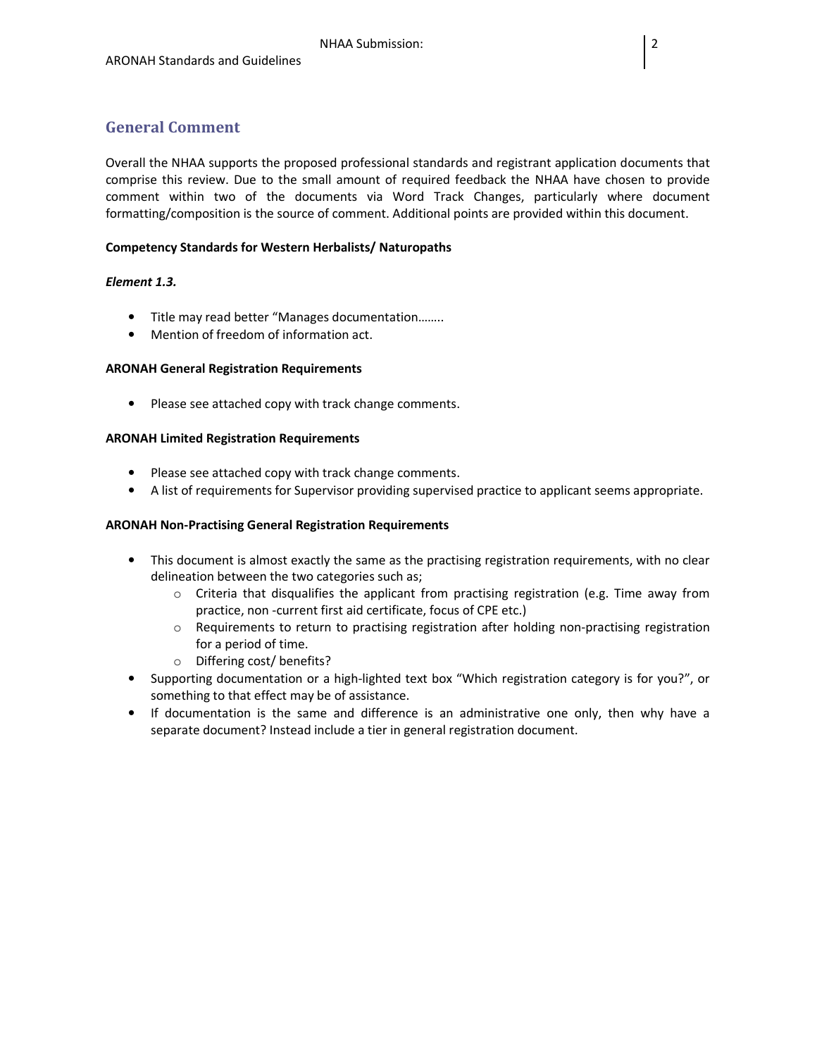## General Comment

Overall the NHAA supports the proposed professional standards and registrant application documents that comprise this review. Due to the small amount of required feedback the NHAA have chosen to provide comment within two of the documents via Word Track Changes, particularly where document formatting/composition is the source of comment. Additional points are provided within this document.

**Competency Standards for Western Herbalists/ Naturopaths**

***Element 1.3.***

- Title may read better "Manages documentation……..
- Mention of freedom of information act.

**ARONAH General Registration Requirements**

- Please see attached copy with track change comments.

**ARONAH Limited Registration Requirements**

- Please see attached copy with track change comments.
- A list of requirements for Supervisor providing supervised practice to applicant seems appropriate.

**ARONAH Non-Practising General Registration Requirements**

- This document is almost exactly the same as the practising registration requirements, with no clear delineation between the two categories such as;
    - Criteria that disqualifies the applicant from practising registration (e.g. Time away from practice, non -current first aid certificate, focus of CPE etc.)
    - Requirements to return to practising registration after holding non-practising registration for a period of time.
    - Differing cost/ benefits?
- Supporting documentation or a high-lighted text box "Which registration category is for you?", or something to that effect may be of assistance.
- If documentation is the same and difference is an administrative one only, then why have a separate document? Instead include a tier in general registration document.